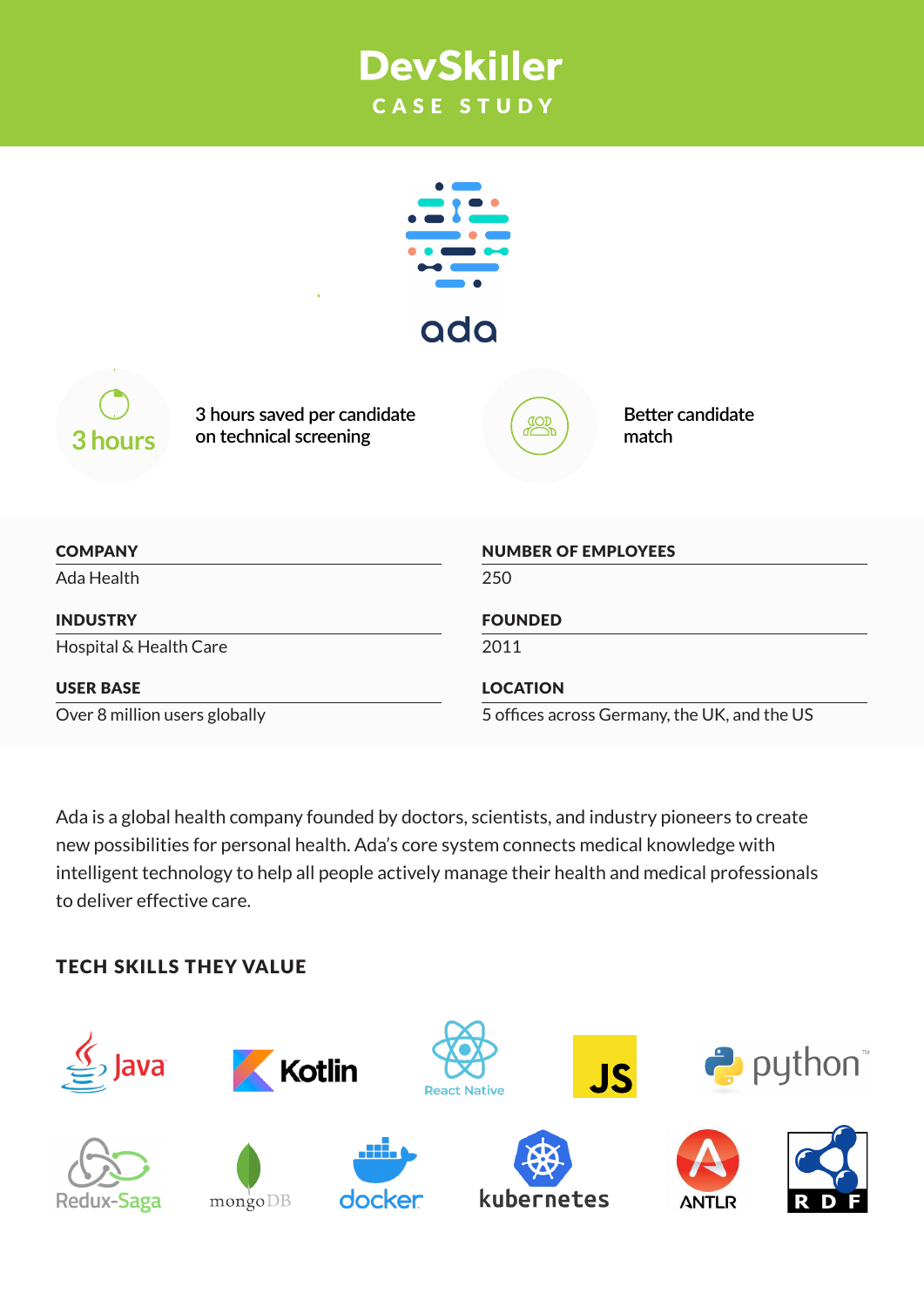# DevSkiller

## CASE STUDY

ada

**3 hours** — 3 hours saved per candidate on technical screening

Better candidate match

| | |
|---|---|
| **COMPANY** | **NUMBER OF EMPLOYEES** |
| Ada Health | 250 |
| **INDUSTRY** | **FOUNDED** |
| Hospital & Health Care | 2011 |
| **USER BASE** | **LOCATION** |
| Over 8 million users globally | 5 offices across Germany, the UK, and the US |

Ada is a global health company founded by doctors, scientists, and industry pioneers to create new possibilities for personal health. Ada's core system connects medical knowledge with intelligent technology to help all people actively manage their health and medical professionals to deliver effective care.

## TECH SKILLS THEY VALUE

Java, Kotlin, React Native, JS, python, Redux-Saga, mongoDB, docker, kubernetes, ANTLR, RDF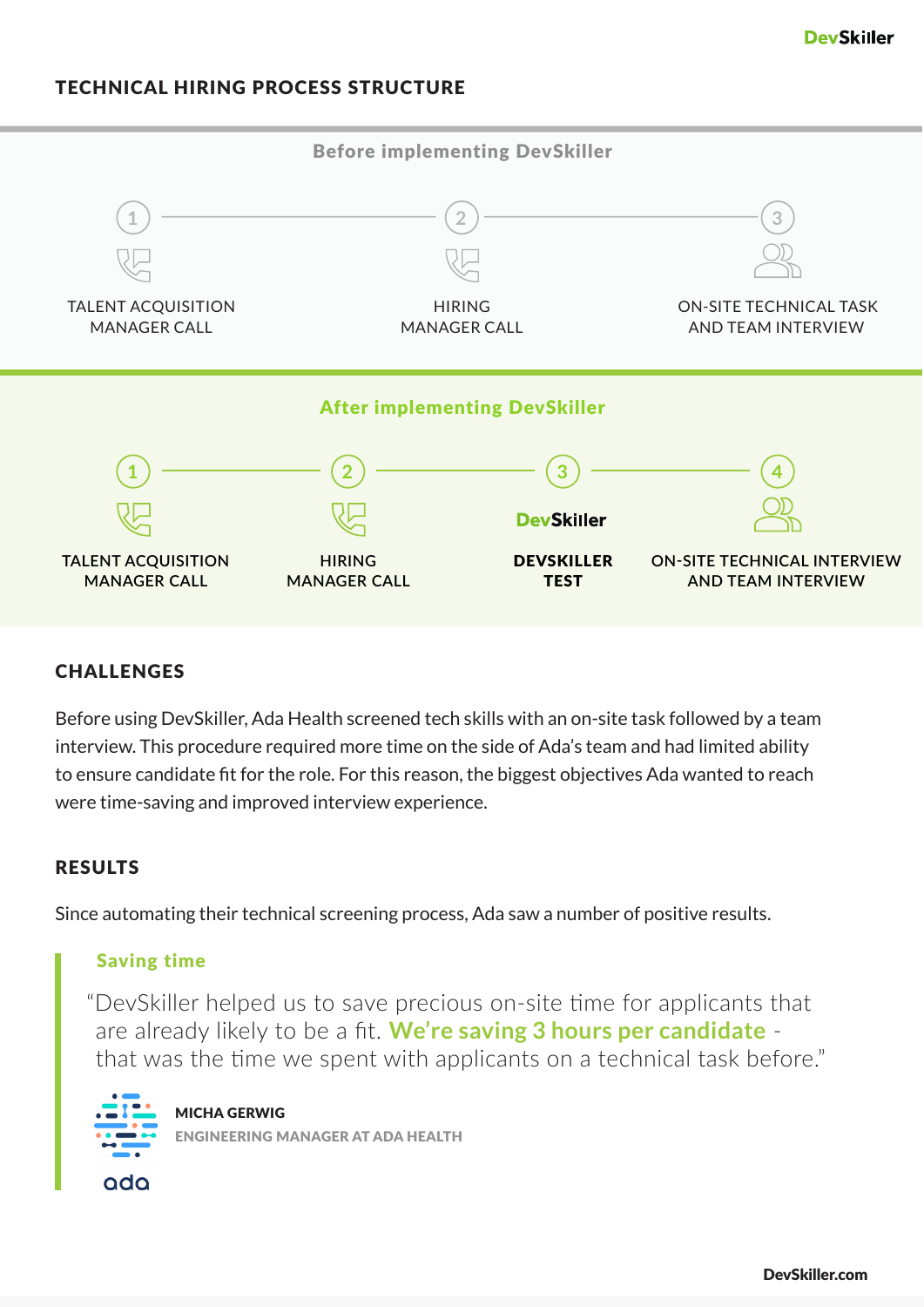## TECHNICAL HIRING PROCESS STRUCTURE

### Before implementing DevSkiller

1. TALENT ACQUISITION MANAGER CALL
2. HIRING MANAGER CALL
3. ON-SITE TECHNICAL TASK AND TEAM INTERVIEW

### After implementing DevSkiller

1. TALENT ACQUISITION MANAGER CALL
2. HIRING MANAGER CALL
3. DevSkiller — **DEVSKILLER TEST**
4. ON-SITE TECHNICAL INTERVIEW AND TEAM INTERVIEW

## CHALLENGES

Before using DevSkiller, Ada Health screened tech skills with an on-site task followed by a team interview. This procedure required more time on the side of Ada's team and had limited ability to ensure candidate fit for the role. For this reason, the biggest objectives Ada wanted to reach were time-saving and improved interview experience.

## RESULTS

Since automating their technical screening process, Ada saw a number of positive results.

### Saving time

> "DevSkiller helped us to save precious on-site time for applicants that are already likely to be a fit. **We're saving 3 hours per candidate** - that was the time we spent with applicants on a technical task before."

**MICHA GERWIG**
ENGINEERING MANAGER AT ADA HEALTH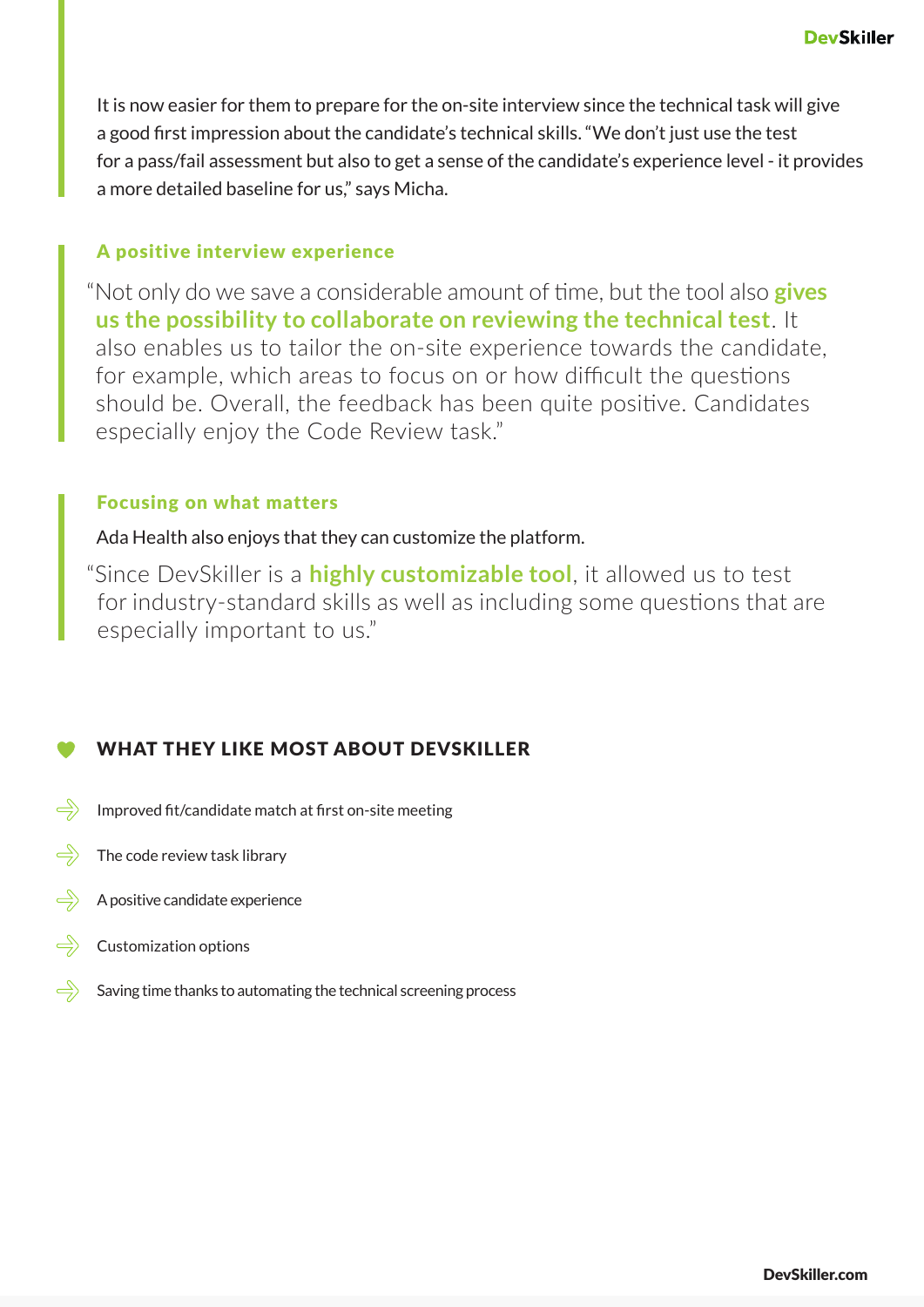It is now easier for them to prepare for the on-site interview since the technical task will give a good first impression about the candidate's technical skills. "We don't just use the test for a pass/fail assessment but also to get a sense of the candidate's experience level - it provides a more detailed baseline for us," says Micha.

### A positive interview experience

"Not only do we save a considerable amount of time, but the tool also **gives us the possibility to collaborate on reviewing the technical test**. It also enables us to tailor the on-site experience towards the candidate, for example, which areas to focus on or how difficult the questions should be. Overall, the feedback has been quite positive. Candidates especially enjoy the Code Review task."

### Focusing on what matters

Ada Health also enjoys that they can customize the platform.

"Since DevSkiller is a **highly customizable tool**, it allowed us to test for industry-standard skills as well as including some questions that are especially important to us."

## WHAT THEY LIKE MOST ABOUT DEVSKILLER

- Improved fit/candidate match at first on-site meeting
- The code review task library
- A positive candidate experience
- Customization options
- Saving time thanks to automating the technical screening process